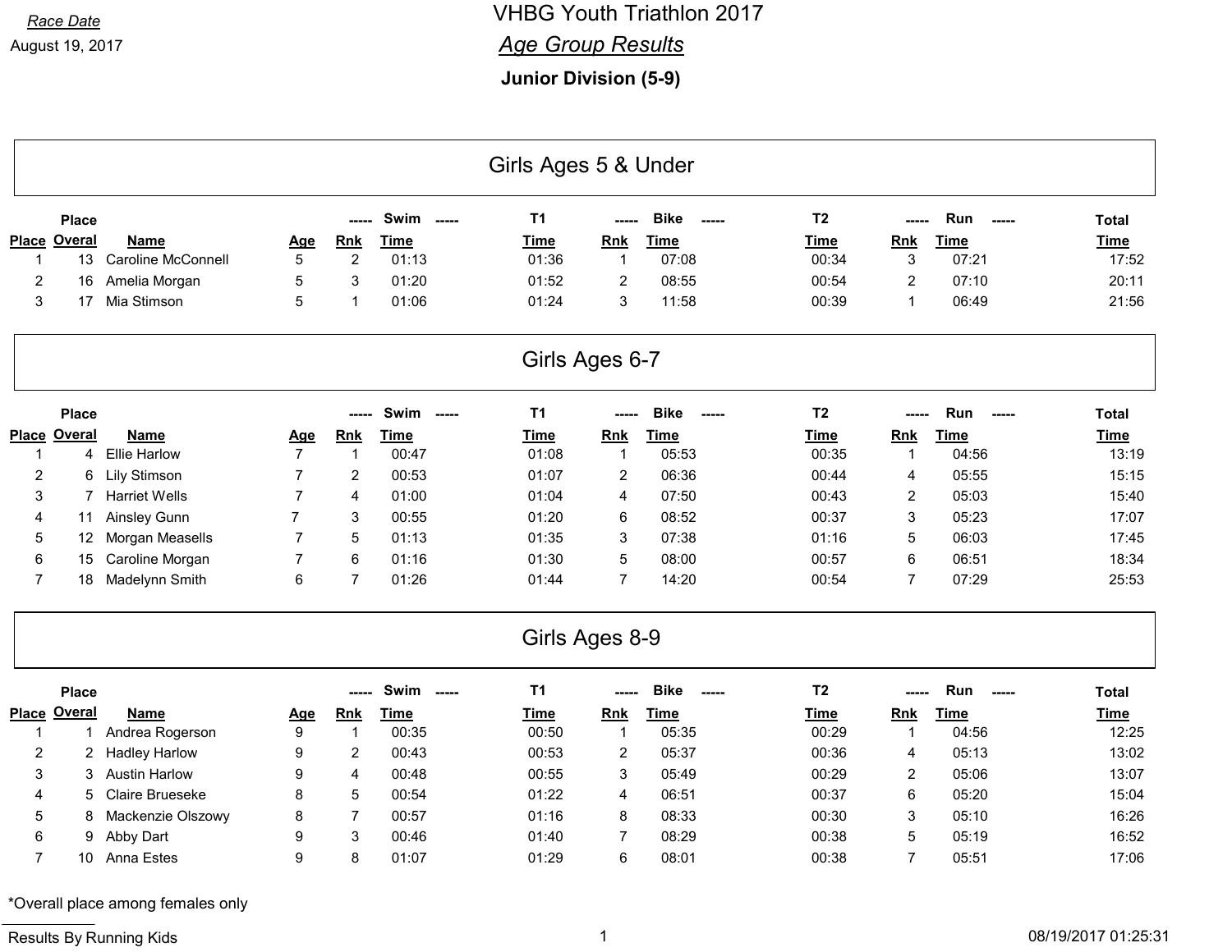*Race Date*

August 19, 2017

# VHBG Youth Triathlon 2017

## *Age Group Results*

### Junior Division (5-9)

## Girls Ages 5 & Under

| | Place | | | ----- Swim ----- | | T1 | ----- Bike ----- | | T2 | ----- Run ----- | | Total |
|---|---|---|---|---|---|---|---|---|---|---|---|---|
| Place | Overal | Name | Age | Rnk | Time | Time | Rnk | Time | Time | Rnk | Time | Time |
| 1 | 13 | Caroline McConnell | 5 | 2 | 01:13 | 01:36 | 1 | 07:08 | 00:34 | 3 | 07:21 | 17:52 |
| 2 | 16 | Amelia Morgan | 5 | 3 | 01:20 | 01:52 | 2 | 08:55 | 00:54 | 2 | 07:10 | 20:11 |
| 3 | 17 | Mia Stimson | 5 | 1 | 01:06 | 01:24 | 3 | 11:58 | 00:39 | 1 | 06:49 | 21:56 |

## Girls Ages 6-7

| | Place | | | ----- Swim ----- | | T1 | ----- Bike ----- | | T2 | ----- Run ----- | | Total |
|---|---|---|---|---|---|---|---|---|---|---|---|---|
| Place | Overal | Name | Age | Rnk | Time | Time | Rnk | Time | Time | Rnk | Time | Time |
| 1 | 4 | Ellie Harlow | 7 | 1 | 00:47 | 01:08 | 1 | 05:53 | 00:35 | 1 | 04:56 | 13:19 |
| 2 | 6 | Lily Stimson | 7 | 2 | 00:53 | 01:07 | 2 | 06:36 | 00:44 | 4 | 05:55 | 15:15 |
| 3 | 7 | Harriet Wells | 7 | 4 | 01:00 | 01:04 | 4 | 07:50 | 00:43 | 2 | 05:03 | 15:40 |
| 4 | 11 | Ainsley Gunn | 7 | 3 | 00:55 | 01:20 | 6 | 08:52 | 00:37 | 3 | 05:23 | 17:07 |
| 5 | 12 | Morgan Measells | 7 | 5 | 01:13 | 01:35 | 3 | 07:38 | 01:16 | 5 | 06:03 | 17:45 |
| 6 | 15 | Caroline Morgan | 7 | 6 | 01:16 | 01:30 | 5 | 08:00 | 00:57 | 6 | 06:51 | 18:34 |
| 7 | 18 | Madelynn Smith | 6 | 7 | 01:26 | 01:44 | 7 | 14:20 | 00:54 | 7 | 07:29 | 25:53 |

## Girls Ages 8-9

| | Place | | | ----- Swim ----- | | T1 | ----- Bike ----- | | T2 | ----- Run ----- | | Total |
|---|---|---|---|---|---|---|---|---|---|---|---|---|
| Place | Overal | Name | Age | Rnk | Time | Time | Rnk | Time | Time | Rnk | Time | Time |
| 1 | 1 | Andrea Rogerson | 9 | 1 | 00:35 | 00:50 | 1 | 05:35 | 00:29 | 1 | 04:56 | 12:25 |
| 2 | 2 | Hadley Harlow | 9 | 2 | 00:43 | 00:53 | 2 | 05:37 | 00:36 | 4 | 05:13 | 13:02 |
| 3 | 3 | Austin Harlow | 9 | 4 | 00:48 | 00:55 | 3 | 05:49 | 00:29 | 2 | 05:06 | 13:07 |
| 4 | 5 | Claire Brueseke | 8 | 5 | 00:54 | 01:22 | 4 | 06:51 | 00:37 | 6 | 05:20 | 15:04 |
| 5 | 8 | Mackenzie Olszowy | 8 | 7 | 00:57 | 01:16 | 8 | 08:33 | 00:30 | 3 | 05:10 | 16:26 |
| 6 | 9 | Abby Dart | 9 | 3 | 00:46 | 01:40 | 7 | 08:29 | 00:38 | 5 | 05:19 | 16:52 |
| 7 | 10 | Anna Estes | 9 | 8 | 01:07 | 01:29 | 6 | 08:01 | 00:38 | 7 | 05:51 | 17:06 |

*Overall place among females only

Results By Running Kids

08/19/2017 01:25:31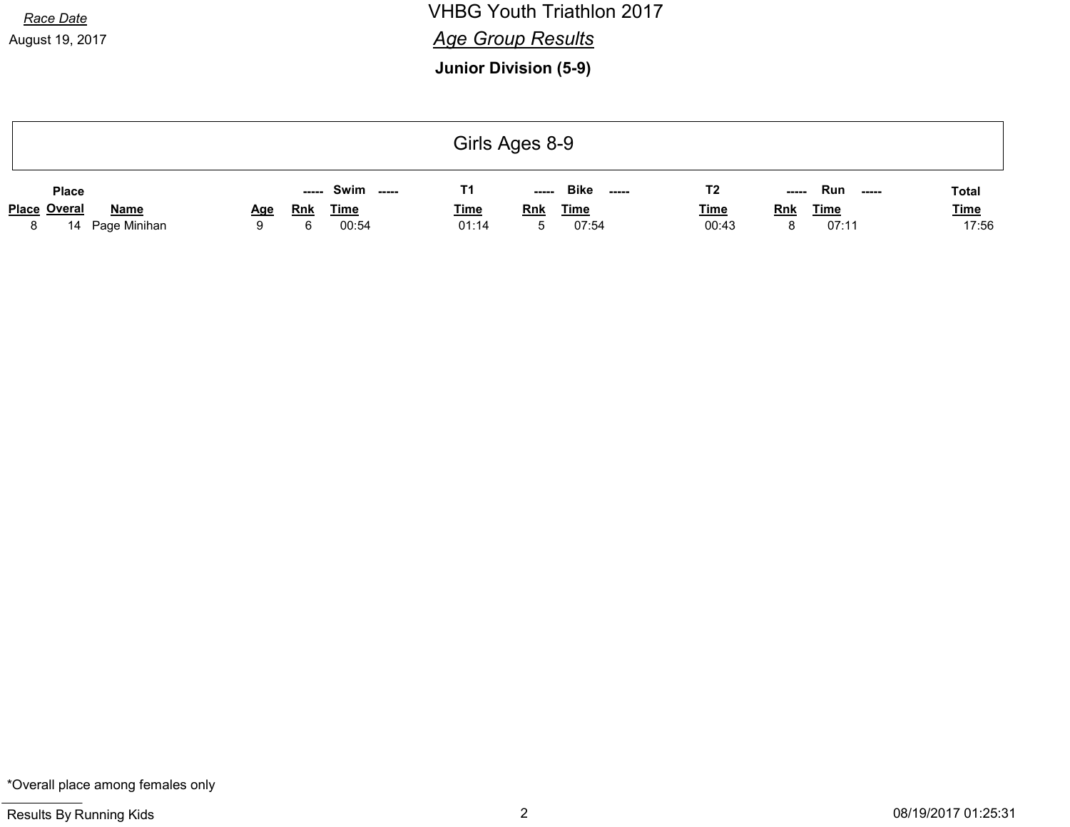Race Date

August 19, 2017

# VHBG Youth Triathlon 2017

## Age Group Results

### Junior Division (5-9)

### Girls Ages 8-9

| | Place | | | ----- Swim ----- | | T1 | ----- Bike ----- | | T2 | ----- Run ----- | | Total |
|---|---|---|---|---|---|---|---|---|---|---|---|---|
| Place | Overal | Name | Age | Rnk | Time | Time | Rnk | Time | Time | Rnk | Time | Time |
| 8 | 14 | Page Minihan | 9 | 6 | 00:54 | 01:14 | 5 | 07:54 | 00:43 | 8 | 07:11 | 17:56 |

*Overall place among females only

Results By Running Kids

08/19/2017 01:25:31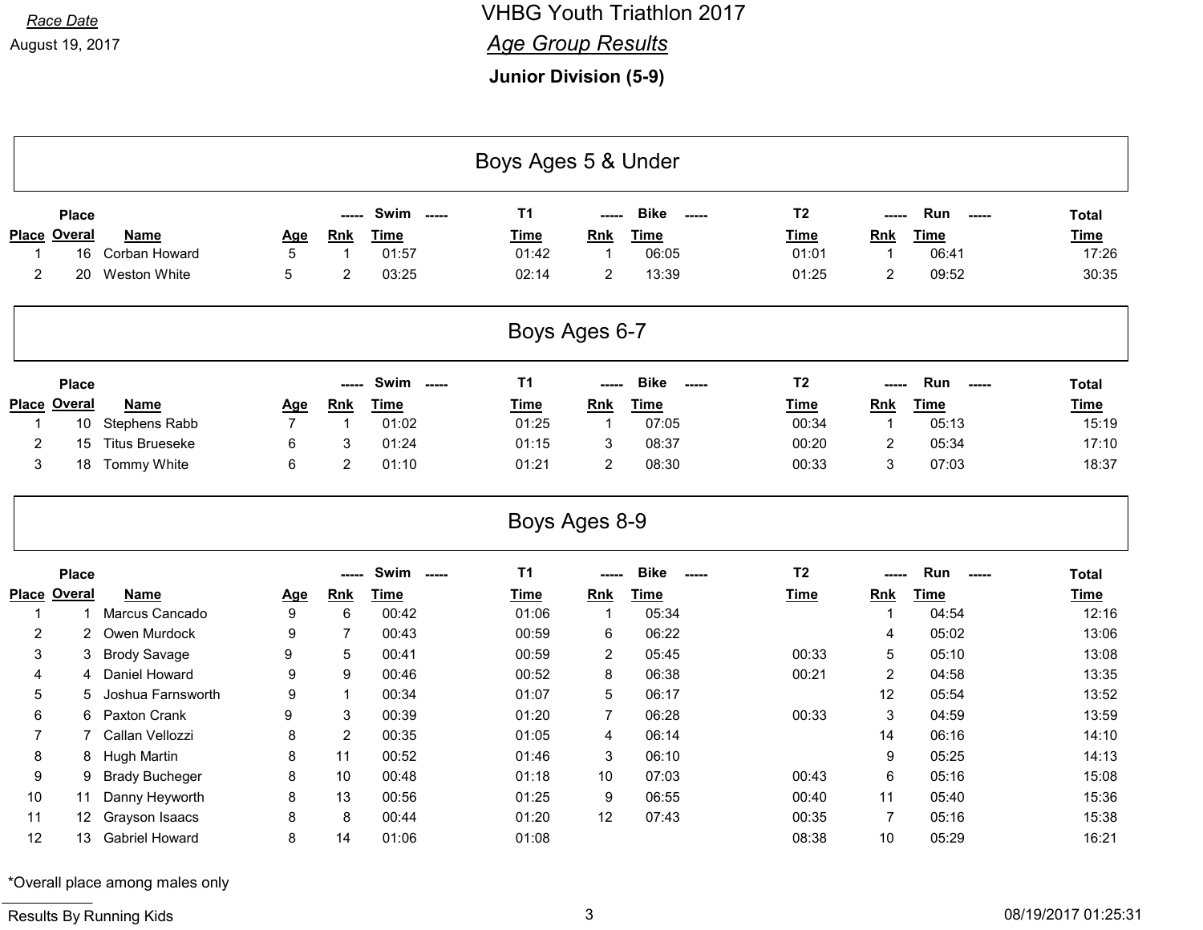*Race Date*

August 19, 2017

# VHBG Youth Triathlon 2017

## *Age Group Results*

### Junior Division (5-9)

## Boys Ages 5 & Under

| Place | Place Overal | Name | Age | Swim Rnk | Swim Time | T1 Time | Bike Rnk | Bike Time | T2 Time | Run Rnk | Run Time | Total Time |
|---|---|---|---|---|---|---|---|---|---|---|---|---|
| 1 | 16 | Corban Howard | 5 | 1 | 01:57 | 01:42 | 1 | 06:05 | 01:01 | 1 | 06:41 | 17:26 |
| 2 | 20 | Weston White | 5 | 2 | 03:25 | 02:14 | 2 | 13:39 | 01:25 | 2 | 09:52 | 30:35 |

## Boys Ages 6-7

| Place | Place Overal | Name | Age | Swim Rnk | Swim Time | T1 Time | Bike Rnk | Bike Time | T2 Time | Run Rnk | Run Time | Total Time |
|---|---|---|---|---|---|---|---|---|---|---|---|---|
| 1 | 10 | Stephens Rabb | 7 | 1 | 01:02 | 01:25 | 1 | 07:05 | 00:34 | 1 | 05:13 | 15:19 |
| 2 | 15 | Titus Brueseke | 6 | 3 | 01:24 | 01:15 | 3 | 08:37 | 00:20 | 2 | 05:34 | 17:10 |
| 3 | 18 | Tommy White | 6 | 2 | 01:10 | 01:21 | 2 | 08:30 | 00:33 | 3 | 07:03 | 18:37 |

## Boys Ages 8-9

| Place | Place Overal | Name | Age | Swim Rnk | Swim Time | T1 Time | Bike Rnk | Bike Time | T2 Time | Run Rnk | Run Time | Total Time |
|---|---|---|---|---|---|---|---|---|---|---|---|---|
| 1 | 1 | Marcus Cancado | 9 | 6 | 00:42 | 01:06 | 1 | 05:34 | | 1 | 04:54 | 12:16 |
| 2 | 2 | Owen Murdock | 9 | 7 | 00:43 | 00:59 | 6 | 06:22 | | 4 | 05:02 | 13:06 |
| 3 | 3 | Brody Savage | 9 | 5 | 00:41 | 00:59 | 2 | 05:45 | 00:33 | 5 | 05:10 | 13:08 |
| 4 | 4 | Daniel Howard | 9 | 9 | 00:46 | 00:52 | 8 | 06:38 | 00:21 | 2 | 04:58 | 13:35 |
| 5 | 5 | Joshua Farnsworth | 9 | 1 | 00:34 | 01:07 | 5 | 06:17 | | 12 | 05:54 | 13:52 |
| 6 | 6 | Paxton Crank | 9 | 3 | 00:39 | 01:20 | 7 | 06:28 | 00:33 | 3 | 04:59 | 13:59 |
| 7 | 7 | Callan Vellozzi | 8 | 2 | 00:35 | 01:05 | 4 | 06:14 | | 14 | 06:16 | 14:10 |
| 8 | 8 | Hugh Martin | 8 | 11 | 00:52 | 01:46 | 3 | 06:10 | | 9 | 05:25 | 14:13 |
| 9 | 9 | Brady Bucheger | 8 | 10 | 00:48 | 01:18 | 10 | 07:03 | 00:43 | 6 | 05:16 | 15:08 |
| 10 | 11 | Danny Heyworth | 8 | 13 | 00:56 | 01:25 | 9 | 06:55 | 00:40 | 11 | 05:40 | 15:36 |
| 11 | 12 | Grayson Isaacs | 8 | 8 | 00:44 | 01:20 | 12 | 07:43 | 00:35 | 7 | 05:16 | 15:38 |
| 12 | 13 | Gabriel Howard | 8 | 14 | 01:06 | 01:08 | | | 08:38 | 10 | 05:29 | 16:21 |

*Overall place among males only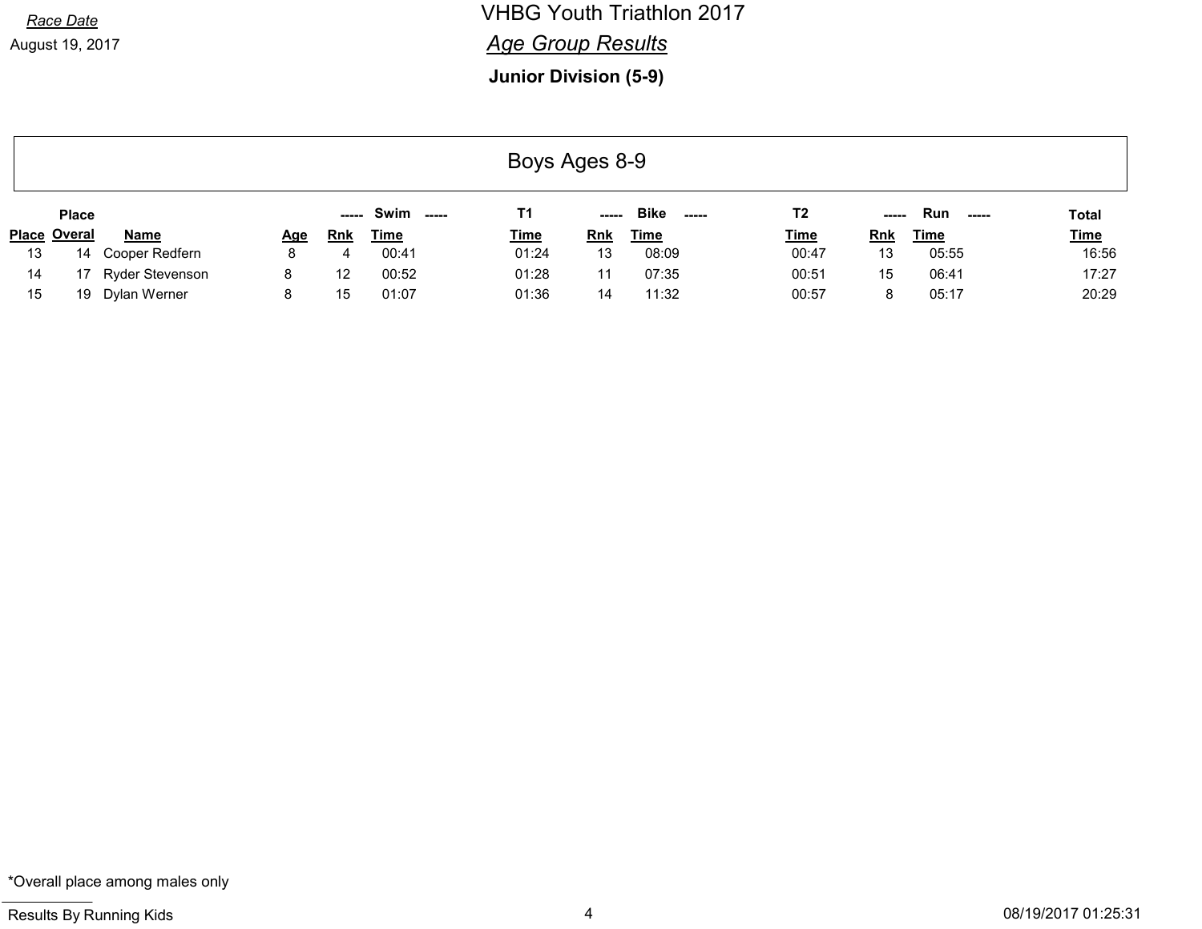Race Date

August 19, 2017

# VHBG Youth Triathlon 2017

## *Age Group Results*

### Junior Division (5-9)

## Boys Ages 8-9

| | Place | | | Swim | | T1 | Bike | | T2 | Run | | Total |
|---|---|---|---|---|---|---|---|---|---|---|---|---|
| Place | Overal | Name | Age | Rnk | Time | Time | Rnk | Time | Time | Rnk | Time | Time |
| 13 | 14 | Cooper Redfern | 8 | 4 | 00:41 | 01:24 | 13 | 08:09 | 00:47 | 13 | 05:55 | 16:56 |
| 14 | 17 | Ryder Stevenson | 8 | 12 | 00:52 | 01:28 | 11 | 07:35 | 00:51 | 15 | 06:41 | 17:27 |
| 15 | 19 | Dylan Werner | 8 | 15 | 01:07 | 01:36 | 14 | 11:32 | 00:57 | 8 | 05:17 | 20:29 |

*Overall place among males only

Results By Running Kids

08/19/2017 01:25:31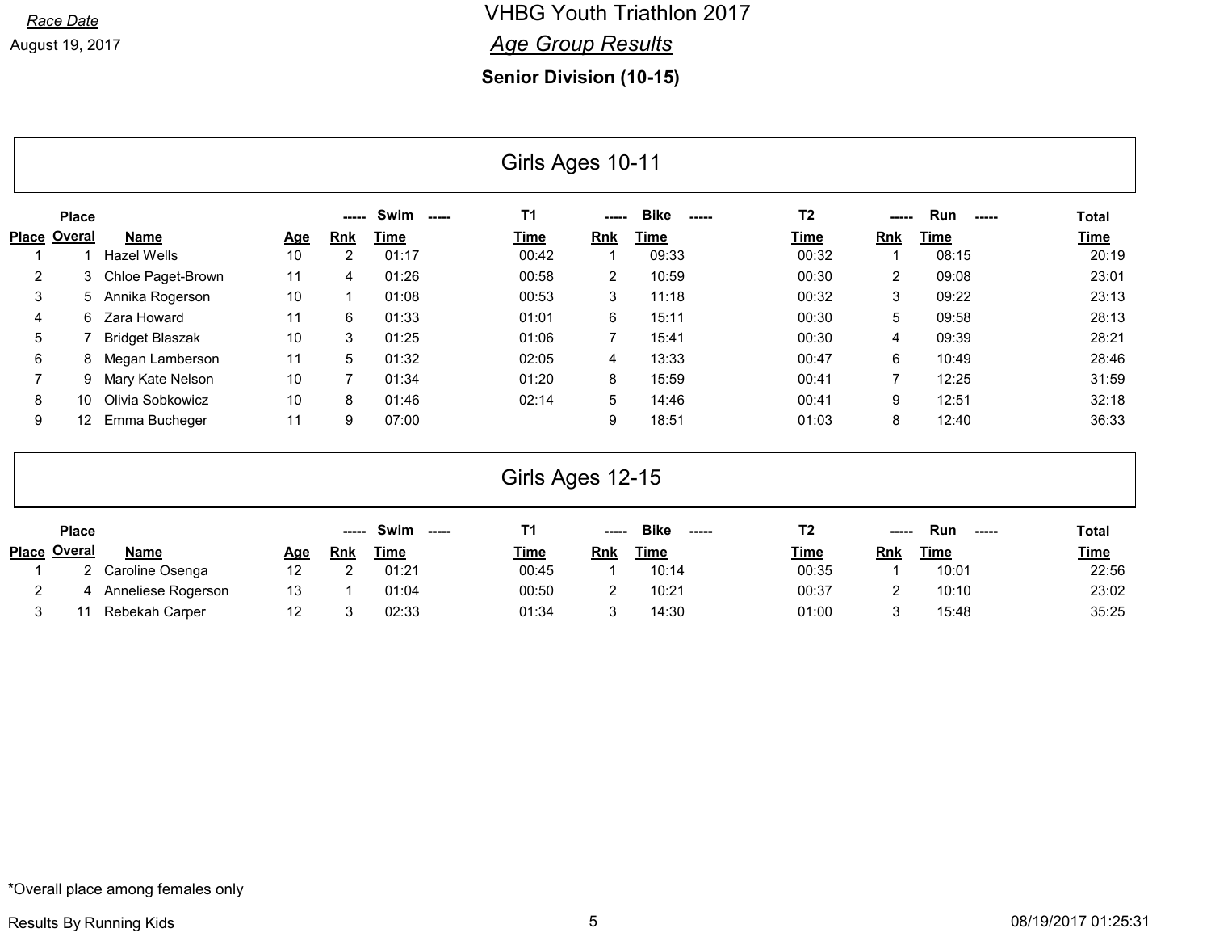*Race Date*

August 19, 2017

# VHBG Youth Triathlon 2017

## *Age Group Results*

### Senior Division (10-15)

## Girls Ages 10-11

| Place | Place Overal | Name | Age | Swim Rnk | Swim Time | T1 Time | Bike Rnk | Bike Time | T2 Time | Run Rnk | Run Time | Total Time |
|---|---|---|---|---|---|---|---|---|---|---|---|---|
| 1 | 1 | Hazel Wells | 10 | 2 | 01:17 | 00:42 | 1 | 09:33 | 00:32 | 1 | 08:15 | 20:19 |
| 2 | 3 | Chloe Paget-Brown | 11 | 4 | 01:26 | 00:58 | 2 | 10:59 | 00:30 | 2 | 09:08 | 23:01 |
| 3 | 5 | Annika Rogerson | 10 | 1 | 01:08 | 00:53 | 3 | 11:18 | 00:32 | 3 | 09:22 | 23:13 |
| 4 | 6 | Zara Howard | 11 | 6 | 01:33 | 01:01 | 6 | 15:11 | 00:30 | 5 | 09:58 | 28:13 |
| 5 | 7 | Bridget Blaszak | 10 | 3 | 01:25 | 01:06 | 7 | 15:41 | 00:30 | 4 | 09:39 | 28:21 |
| 6 | 8 | Megan Lamberson | 11 | 5 | 01:32 | 02:05 | 4 | 13:33 | 00:47 | 6 | 10:49 | 28:46 |
| 7 | 9 | Mary Kate Nelson | 10 | 7 | 01:34 | 01:20 | 8 | 15:59 | 00:41 | 7 | 12:25 | 31:59 |
| 8 | 10 | Olivia Sobkowicz | 10 | 8 | 01:46 | 02:14 | 5 | 14:46 | 00:41 | 9 | 12:51 | 32:18 |
| 9 | 12 | Emma Bucheger | 11 | 9 | 07:00 | | 9 | 18:51 | 01:03 | 8 | 12:40 | 36:33 |

## Girls Ages 12-15

| Place | Place Overal | Name | Age | Swim Rnk | Swim Time | T1 Time | Bike Rnk | Bike Time | T2 Time | Run Rnk | Run Time | Total Time |
|---|---|---|---|---|---|---|---|---|---|---|---|---|
| 1 | 2 | Caroline Osenga | 12 | 2 | 01:21 | 00:45 | 1 | 10:14 | 00:35 | 1 | 10:01 | 22:56 |
| 2 | 4 | Anneliese Rogerson | 13 | 1 | 01:04 | 00:50 | 2 | 10:21 | 00:37 | 2 | 10:10 | 23:02 |
| 3 | 11 | Rebekah Carper | 12 | 3 | 02:33 | 01:34 | 3 | 14:30 | 01:00 | 3 | 15:48 | 35:25 |

*Overall place among females only

Results By Running Kids

08/19/2017 01:25:31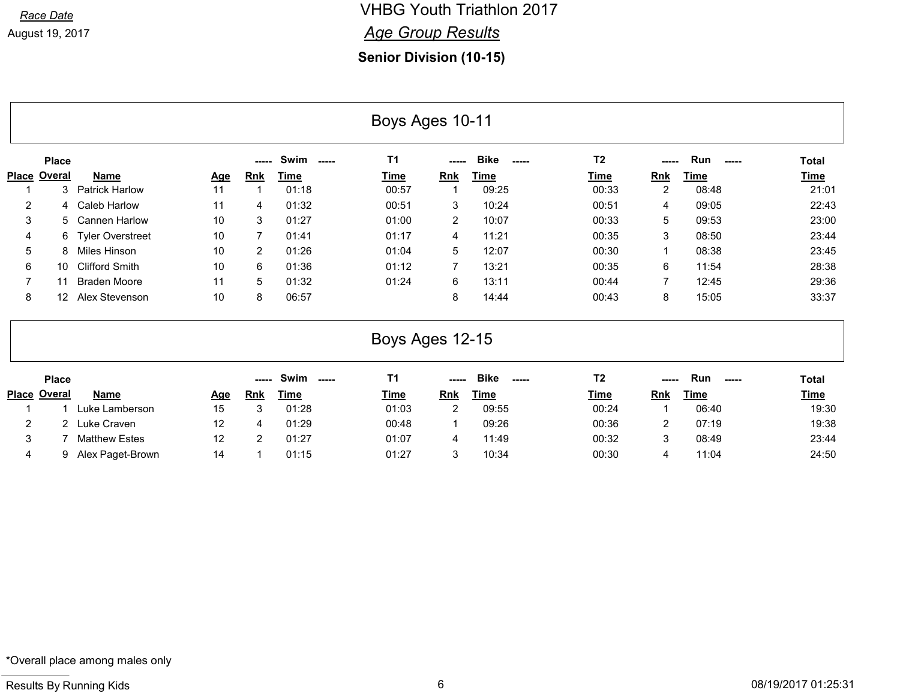*Race Date*
August 19, 2017

# VHBG Youth Triathlon 2017

## *Age Group Results*

### Senior Division (10-15)

## Boys Ages 10-11

| Place | Place Overal | Name | Age | Swim Rnk | Swim Time | T1 Time | Bike Rnk | Bike Time | T2 Time | Run Rnk | Run Time | Total Time |
|---|---|---|---|---|---|---|---|---|---|---|---|---|
| 1 | 3 | Patrick Harlow | 11 | 1 | 01:18 | 00:57 | 1 | 09:25 | 00:33 | 2 | 08:48 | 21:01 |
| 2 | 4 | Caleb Harlow | 11 | 4 | 01:32 | 00:51 | 3 | 10:24 | 00:51 | 4 | 09:05 | 22:43 |
| 3 | 5 | Cannen Harlow | 10 | 3 | 01:27 | 01:00 | 2 | 10:07 | 00:33 | 5 | 09:53 | 23:00 |
| 4 | 6 | Tyler Overstreet | 10 | 7 | 01:41 | 01:17 | 4 | 11:21 | 00:35 | 3 | 08:50 | 23:44 |
| 5 | 8 | Miles Hinson | 10 | 2 | 01:26 | 01:04 | 5 | 12:07 | 00:30 | 1 | 08:38 | 23:45 |
| 6 | 10 | Clifford Smith | 10 | 6 | 01:36 | 01:12 | 7 | 13:21 | 00:35 | 6 | 11:54 | 28:38 |
| 7 | 11 | Braden Moore | 11 | 5 | 01:32 | 01:24 | 6 | 13:11 | 00:44 | 7 | 12:45 | 29:36 |
| 8 | 12 | Alex Stevenson | 10 | 8 | 06:57 | | 8 | 14:44 | 00:43 | 8 | 15:05 | 33:37 |

## Boys Ages 12-15

| Place | Place Overal | Name | Age | Swim Rnk | Swim Time | T1 Time | Bike Rnk | Bike Time | T2 Time | Run Rnk | Run Time | Total Time |
|---|---|---|---|---|---|---|---|---|---|---|---|---|
| 1 | 1 | Luke Lamberson | 15 | 3 | 01:28 | 01:03 | 2 | 09:55 | 00:24 | 1 | 06:40 | 19:30 |
| 2 | 2 | Luke Craven | 12 | 4 | 01:29 | 00:48 | 1 | 09:26 | 00:36 | 2 | 07:19 | 19:38 |
| 3 | 7 | Matthew Estes | 12 | 2 | 01:27 | 01:07 | 4 | 11:49 | 00:32 | 3 | 08:49 | 23:44 |
| 4 | 9 | Alex Paget-Brown | 14 | 1 | 01:15 | 01:27 | 3 | 10:34 | 00:30 | 4 | 11:04 | 24:50 |

*Overall place among males only

Results By Running Kids

08/19/2017 01:25:31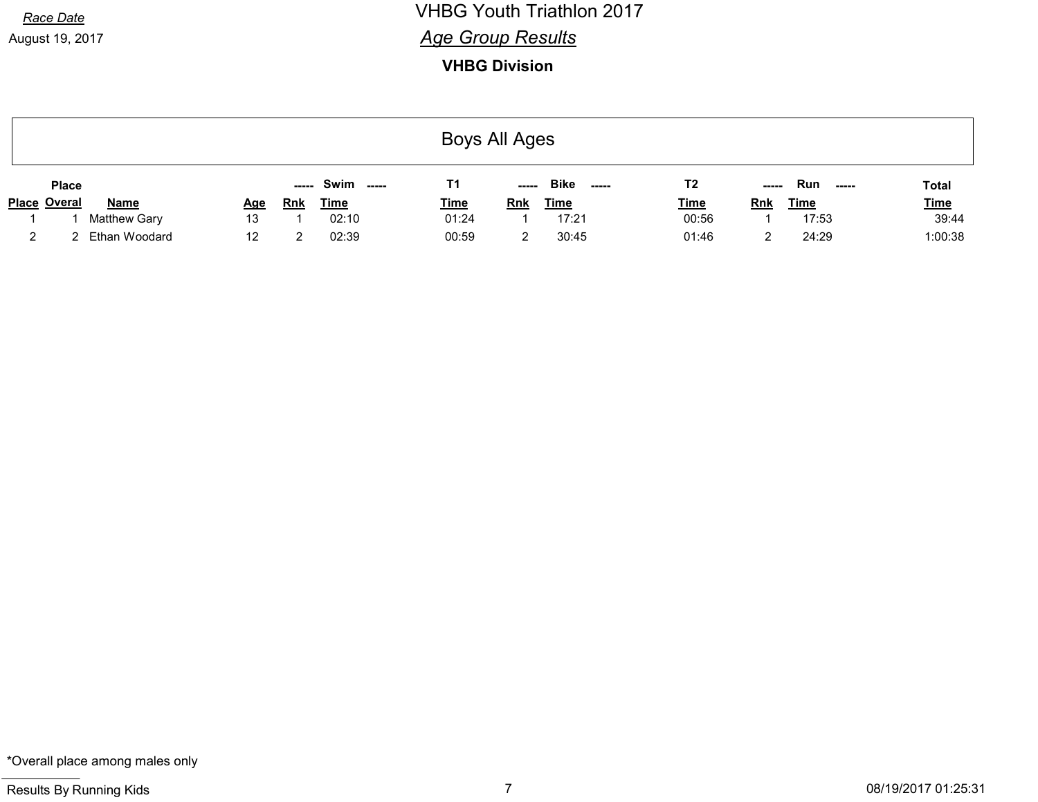# VHBG Youth Triathlon 2017

*Race Date*

August 19, 2017

## *Age Group Results*

### VHBG Division

## Boys All Ages

| | Place | | | ----- Swim ----- | | T1 | ----- Bike ----- | | T2 | ----- Run ----- | | Total |
|---|---|---|---|---|---|---|---|---|---|---|---|---|
| **Place** | **Overal** | **Name** | **Age** | **Rnk** | **Time** | **Time** | **Rnk** | **Time** | **Time** | **Rnk** | **Time** | **Time** |
| 1 | 1 | Matthew Gary | 13 | 1 | 02:10 | 01:24 | 1 | 17:21 | 00:56 | 1 | 17:53 | 39:44 |
| 2 | 2 | Ethan Woodard | 12 | 2 | 02:39 | 00:59 | 2 | 30:45 | 01:46 | 2 | 24:29 | 1:00:38 |

*Overall place among males only

Results By Running Kids

08/19/2017 01:25:31